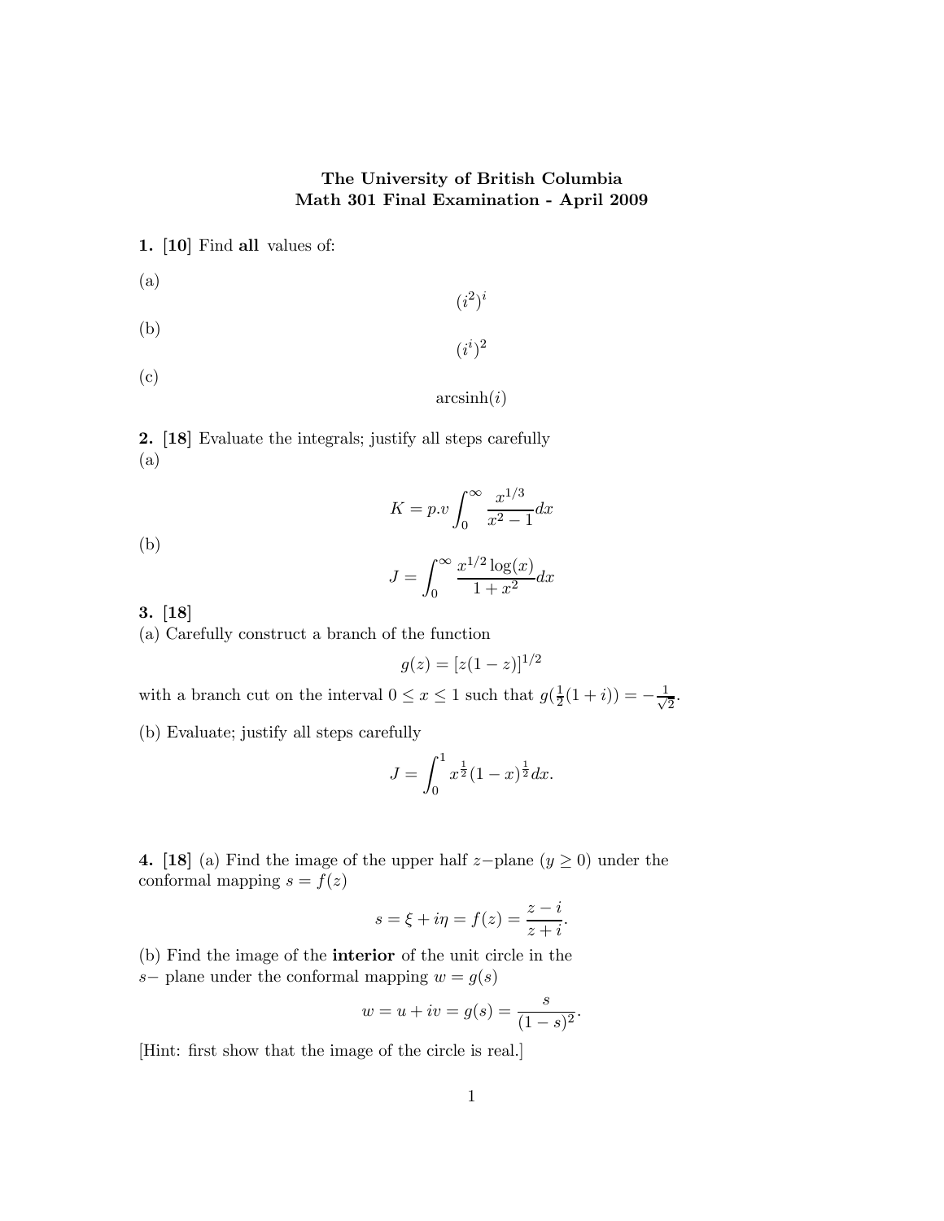# The University of British Columbia
## Math 301 Final Examination - April 2009

**1. [10]** Find **all** values of:

(a)

$$(i^2)^i$$

(b)

$$(i^i)^2$$

(c)

$$\text{arcsinh}(i)$$

**2. [18]** Evaluate the integrals; justify all steps carefully

(a)

$$K = p.v \int_0^\infty \frac{x^{1/3}}{x^2 - 1} dx$$

(b)

$$J = \int_0^\infty \frac{x^{1/2} \log(x)}{1 + x^2} dx$$

**3. [18]**

(a) Carefully construct a branch of the function

$$g(z) = [z(1-z)]^{1/2}$$

with a branch cut on the interval $0 \leq x \leq 1$ such that $g(\frac{1}{2}(1+i)) = -\frac{1}{\sqrt{2}}$.

(b) Evaluate; justify all steps carefully

$$J = \int_0^1 x^{\frac{1}{2}} (1-x)^{\frac{1}{2}} dx.$$

**4. [18]** (a) Find the image of the upper half $z-$plane ($y \geq 0$) under the conformal mapping $s = f(z)$

$$s = \xi + i\eta = f(z) = \frac{z - i}{z + i}.$$

(b) Find the image of the **interior** of the unit circle in the $s-$ plane under the conformal mapping $w = g(s)$

$$w = u + iv = g(s) = \frac{s}{(1-s)^2}.$$

[Hint: first show that the image of the circle is real.]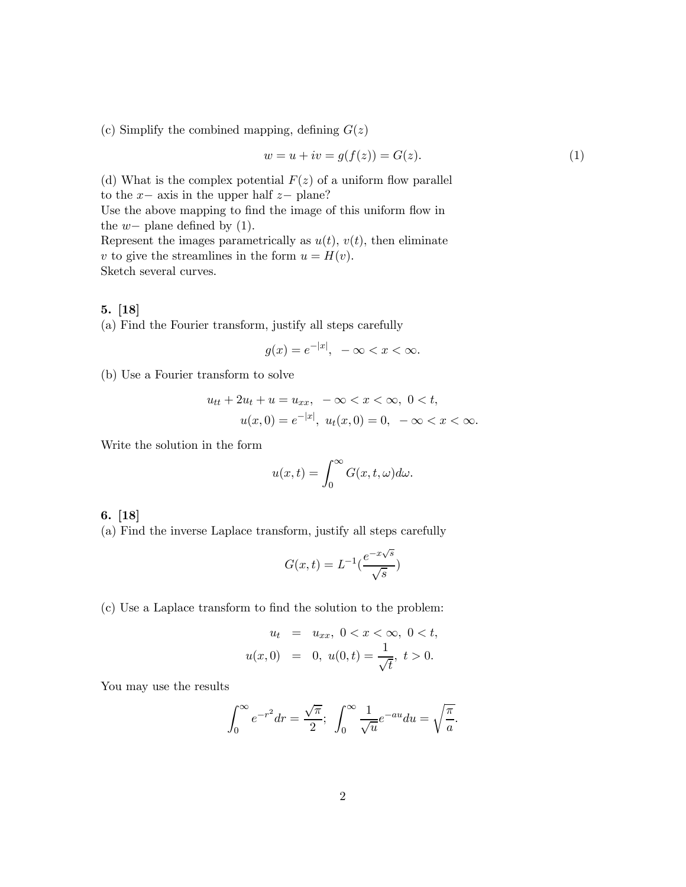(c) Simplify the combined mapping, defining $G(z)$

$$w = u + iv = g(f(z)) = G(z). \tag{1}$$

(d) What is the complex potential $F(z)$ of a uniform flow parallel to the $x-$ axis in the upper half $z-$ plane?
Use the above mapping to find the image of this uniform flow in the $w-$ plane defined by (1).
Represent the images parametrically as $u(t)$, $v(t)$, then eliminate $v$ to give the streamlines in the form $u = H(v)$.
Sketch several curves.

**5. [18]**
(a) Find the Fourier transform, justify all steps carefully

$$g(x) = e^{-|x|}, \quad -\infty < x < \infty.$$

(b) Use a Fourier transform to solve

$$u_{tt} + 2u_t + u = u_{xx}, \quad -\infty < x < \infty, \ 0 < t,$$
$$u(x, 0) = e^{-|x|}, \ u_t(x, 0) = 0, \quad -\infty < x < \infty.$$

Write the solution in the form

$$u(x, t) = \int_0^\infty G(x, t, \omega) d\omega.$$

**6. [18]**
(a) Find the inverse Laplace transform, justify all steps carefully

$$G(x, t) = L^{-1}\left(\frac{e^{-x\sqrt{s}}}{\sqrt{s}}\right)$$

(c) Use a Laplace transform to find the solution to the problem:

$$\begin{aligned} u_t &= u_{xx}, \ 0 < x < \infty, \ 0 < t, \\ u(x, 0) &= 0, \ u(0, t) = \frac{1}{\sqrt{t}}, \ t > 0. \end{aligned}$$

You may use the results

$$\int_0^\infty e^{-r^2} dr = \frac{\sqrt{\pi}}{2}; \ \int_0^\infty \frac{1}{\sqrt{u}} e^{-au} du = \sqrt{\frac{\pi}{a}}.$$